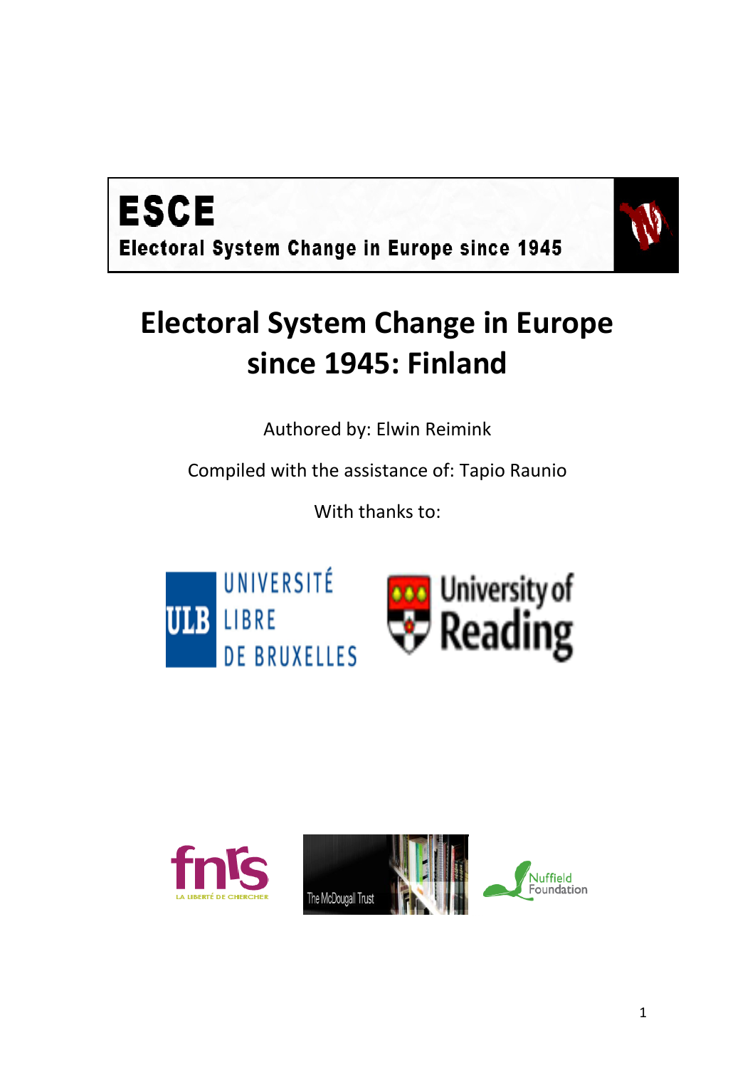**ESCE**

**Electoral System Change in Europe since 1945**

# Electoral System Change in Europe since 1945: Finland

Authored by: Elwin Reimink

Compiled with the assistance of: Tapio Raunio

With thanks to:

UNIVERSITÉ LIBRE DE BRUXELLES

University of Reading

fnrs LA LIBERTÉ DE CHERCHER

The McDougall Trust

Nuffield Foundation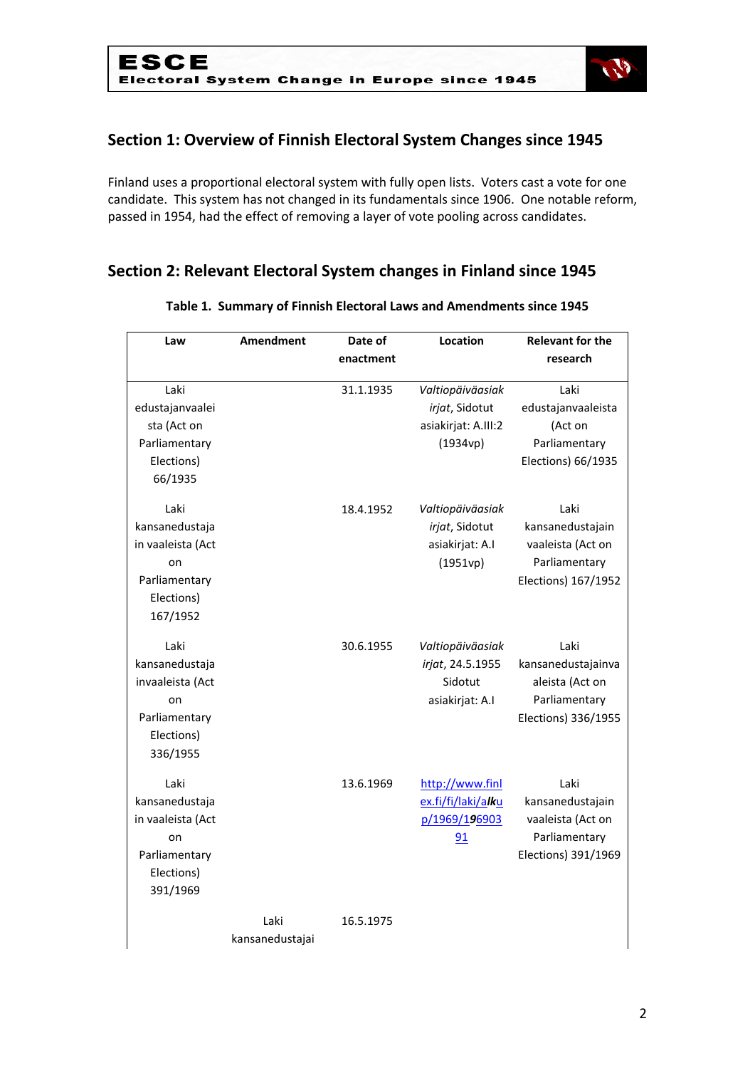## Section 1: Overview of Finnish Electoral System Changes since 1945

Finland uses a proportional electoral system with fully open lists. Voters cast a vote for one candidate. This system has not changed in its fundamentals since 1906. One notable reform, passed in 1954, had the effect of removing a layer of vote pooling across candidates.

## Section 2: Relevant Electoral System changes in Finland since 1945

**Table 1. Summary of Finnish Electoral Laws and Amendments since 1945**

| Law | Amendment | Date of enactment | Location | Relevant for the research |
|---|---|---|---|---|
| Laki edustajanvaaleista (Act on Parliamentary Elections) 66/1935 | | 31.1.1935 | *Valtiopäiväasiakirjat*, Sidotut asiakirjat: A.III:2 (1934vp) | Laki edustajanvaaleista (Act on Parliamentary Elections) 66/1935 |
| Laki kansanedustajain vaaleista (Act on Parliamentary Elections) 167/1952 | | 18.4.1952 | *Valtiopäiväasiakirjat*, Sidotut asiakirjat: A.I (1951vp) | Laki kansanedustajain vaaleista (Act on Parliamentary Elections) 167/1952 |
| Laki kansanedustajainvaaleista (Act on Parliamentary Elections) 336/1955 | | 30.6.1955 | *Valtiopäiväasiakirjat*, 24.5.1955 Sidotut asiakirjat: A.I | Laki kansanedustajainvaaleista (Act on Parliamentary Elections) 336/1955 |
| Laki kansanedustajain vaaleista (Act on Parliamentary Elections) 391/1969 | | 13.6.1969 | http://www.finlex.fi/fi/laki/alku p/1969/1969039 1 | Laki kansanedustajain vaaleista (Act on Parliamentary Elections) 391/1969 |
| | Laki kansanedustajai | 16.5.1975 | | |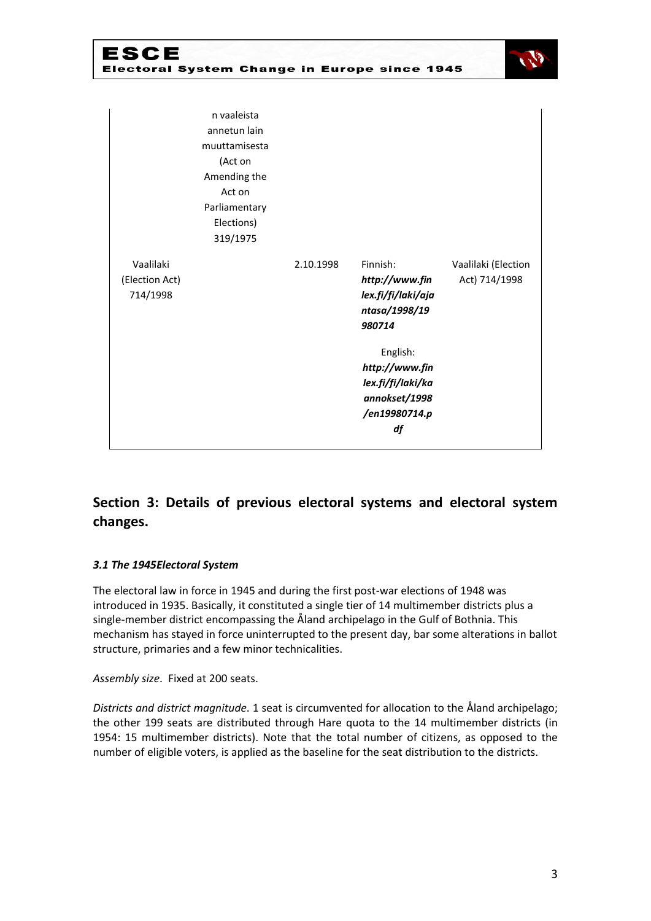| | | | | |
|---|---|---|---|---|
| | n vaaleista annetun lain muuttamisesta (Act on Amending the Act on Parliamentary Elections) 319/1975 | | | |
| Vaalilaki (Election Act) 714/1998 | | 2.10.1998 | Finnish: ***http://www.finlex.fi/fi/laki/ajantasa/1998/19980714*** English: ***http://www.finlex.fi/fi/laki/kaannokset/1998/en19980714.pdf*** | Vaalilaki (Election Act) 714/1998 |

## Section 3: Details of previous electoral systems and electoral system changes.

### *3.1 The 1945Electoral System*

The electoral law in force in 1945 and during the first post-war elections of 1948 was introduced in 1935. Basically, it constituted a single tier of 14 multimember districts plus a single-member district encompassing the Åland archipelago in the Gulf of Bothnia. This mechanism has stayed in force uninterrupted to the present day, bar some alterations in ballot structure, primaries and a few minor technicalities.

*Assembly size*. Fixed at 200 seats.

*Districts and district magnitude*. 1 seat is circumvented for allocation to the Åland archipelago; the other 199 seats are distributed through Hare quota to the 14 multimember districts (in 1954: 15 multimember districts). Note that the total number of citizens, as opposed to the number of eligible voters, is applied as the baseline for the seat distribution to the districts.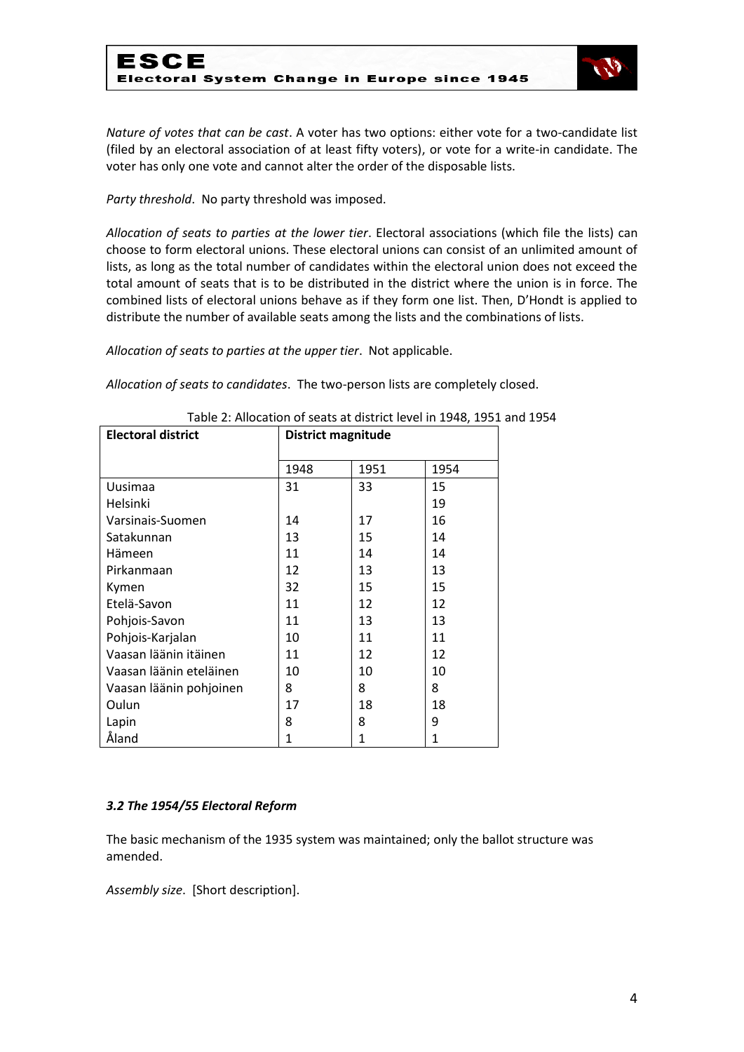*Nature of votes that can be cast*. A voter has two options: either vote for a two-candidate list (filed by an electoral association of at least fifty voters), or vote for a write-in candidate. The voter has only one vote and cannot alter the order of the disposable lists.

*Party threshold*. No party threshold was imposed.

*Allocation of seats to parties at the lower tier*. Electoral associations (which file the lists) can choose to form electoral unions. These electoral unions can consist of an unlimited amount of lists, as long as the total number of candidates within the electoral union does not exceed the total amount of seats that is to be distributed in the district where the union is in force. The combined lists of electoral unions behave as if they form one list. Then, D'Hondt is applied to distribute the number of available seats among the lists and the combinations of lists.

*Allocation of seats to parties at the upper tier*. Not applicable.

*Allocation of seats to candidates*. The two-person lists are completely closed.

Table 2: Allocation of seats at district level in 1948, 1951 and 1954

| Electoral district | District magnitude | | |
|---|---|---|---|
| | 1948 | 1951 | 1954 |
| Uusimaa | 31 | 33 | 15 |
| Helsinki | | | 19 |
| Varsinais-Suomen | 14 | 17 | 16 |
| Satakunnan | 13 | 15 | 14 |
| Hämeen | 11 | 14 | 14 |
| Pirkanmaan | 12 | 13 | 13 |
| Kymen | 32 | 15 | 15 |
| Etelä-Savon | 11 | 12 | 12 |
| Pohjois-Savon | 11 | 13 | 13 |
| Pohjois-Karjalan | 10 | 11 | 11 |
| Vaasan läänin itäinen | 11 | 12 | 12 |
| Vaasan läänin eteläinen | 10 | 10 | 10 |
| Vaasan läänin pohjoinen | 8 | 8 | 8 |
| Oulun | 17 | 18 | 18 |
| Lapin | 8 | 8 | 9 |
| Åland | 1 | 1 | 1 |

### *3.2 The 1954/55 Electoral Reform*

The basic mechanism of the 1935 system was maintained; only the ballot structure was amended.

*Assembly size*. [Short description].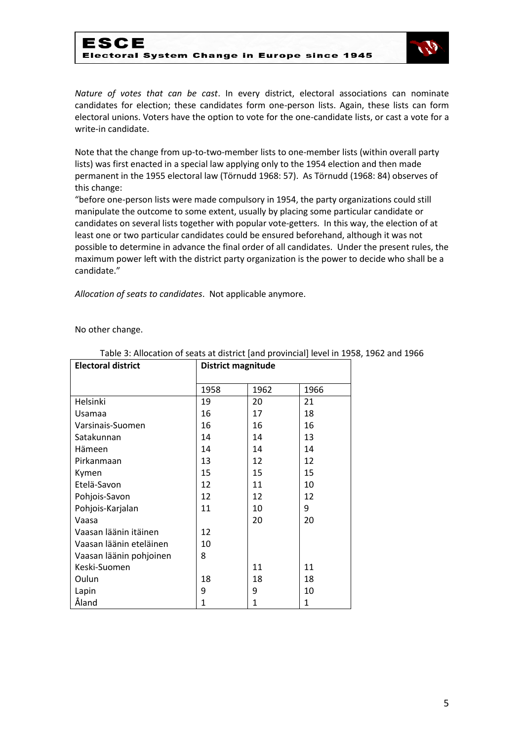*Nature of votes that can be cast*. In every district, electoral associations can nominate candidates for election; these candidates form one-person lists. Again, these lists can form electoral unions. Voters have the option to vote for the one-candidate lists, or cast a vote for a write-in candidate.

Note that the change from up-to-two-member lists to one-member lists (within overall party lists) was first enacted in a special law applying only to the 1954 election and then made permanent in the 1955 electoral law (Törnudd 1968: 57). As Törnudd (1968: 84) observes of this change:
"before one-person lists were made compulsory in 1954, the party organizations could still manipulate the outcome to some extent, usually by placing some particular candidate or candidates on several lists together with popular vote-getters. In this way, the election of at least one or two particular candidates could be ensured beforehand, although it was not possible to determine in advance the final order of all candidates. Under the present rules, the maximum power left with the district party organization is the power to decide who shall be a candidate."

*Allocation of seats to candidates*. Not applicable anymore.

No other change.

Table 3: Allocation of seats at district [and provincial] level in 1958, 1962 and 1966

| Electoral district | District magnitude | | |
|---|---|---|---|
| | 1958 | 1962 | 1966 |
| Helsinki | 19 | 20 | 21 |
| Usamaa | 16 | 17 | 18 |
| Varsinais-Suomen | 16 | 16 | 16 |
| Satakunnan | 14 | 14 | 13 |
| Hämeen | 14 | 14 | 14 |
| Pirkanmaan | 13 | 12 | 12 |
| Kymen | 15 | 15 | 15 |
| Etelä-Savon | 12 | 11 | 10 |
| Pohjois-Savon | 12 | 12 | 12 |
| Pohjois-Karjalan | 11 | 10 | 9 |
| Vaasa | | 20 | 20 |
| Vaasan läänin itäinen | 12 | | |
| Vaasan läänin eteläinen | 10 | | |
| Vaasan läänin pohjoinen | 8 | | |
| Keski-Suomen | | 11 | 11 |
| Oulun | 18 | 18 | 18 |
| Lapin | 9 | 9 | 10 |
| Åland | 1 | 1 | 1 |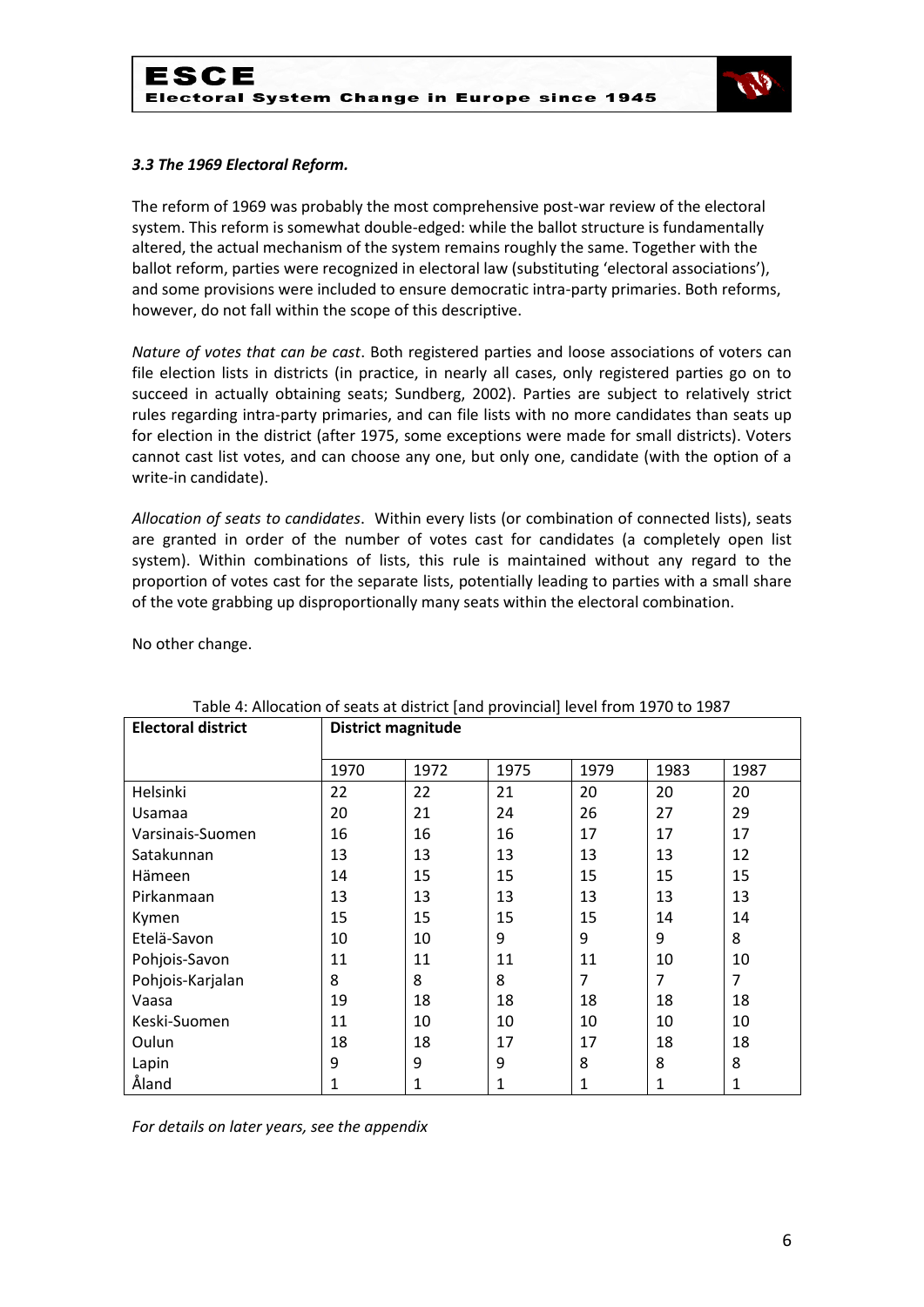### *3.3 The 1969 Electoral Reform.*

The reform of 1969 was probably the most comprehensive post-war review of the electoral system. This reform is somewhat double-edged: while the ballot structure is fundamentally altered, the actual mechanism of the system remains roughly the same. Together with the ballot reform, parties were recognized in electoral law (substituting 'electoral associations'), and some provisions were included to ensure democratic intra-party primaries. Both reforms, however, do not fall within the scope of this descriptive.

*Nature of votes that can be cast*. Both registered parties and loose associations of voters can file election lists in districts (in practice, in nearly all cases, only registered parties go on to succeed in actually obtaining seats; Sundberg, 2002). Parties are subject to relatively strict rules regarding intra-party primaries, and can file lists with no more candidates than seats up for election in the district (after 1975, some exceptions were made for small districts). Voters cannot cast list votes, and can choose any one, but only one, candidate (with the option of a write-in candidate).

*Allocation of seats to candidates*. Within every lists (or combination of connected lists), seats are granted in order of the number of votes cast for candidates (a completely open list system). Within combinations of lists, this rule is maintained without any regard to the proportion of votes cast for the separate lists, potentially leading to parties with a small share of the vote grabbing up disproportionally many seats within the electoral combination.

No other change.

Table 4: Allocation of seats at district [and provincial] level from 1970 to 1987

| **Electoral district** | **District magnitude** | | | | | |
|---|---|---|---|---|---|---|
| | 1970 | 1972 | 1975 | 1979 | 1983 | 1987 |
| Helsinki | 22 | 22 | 21 | 20 | 20 | 20 |
| Usamaa | 20 | 21 | 24 | 26 | 27 | 29 |
| Varsinais-Suomen | 16 | 16 | 16 | 17 | 17 | 17 |
| Satakunnan | 13 | 13 | 13 | 13 | 13 | 12 |
| Hämeen | 14 | 15 | 15 | 15 | 15 | 15 |
| Pirkanmaan | 13 | 13 | 13 | 13 | 13 | 13 |
| Kymen | 15 | 15 | 15 | 15 | 14 | 14 |
| Etelä-Savon | 10 | 10 | 9 | 9 | 9 | 8 |
| Pohjois-Savon | 11 | 11 | 11 | 11 | 10 | 10 |
| Pohjois-Karjalan | 8 | 8 | 8 | 7 | 7 | 7 |
| Vaasa | 19 | 18 | 18 | 18 | 18 | 18 |
| Keski-Suomen | 11 | 10 | 10 | 10 | 10 | 10 |
| Oulun | 18 | 18 | 17 | 17 | 18 | 18 |
| Lapin | 9 | 9 | 9 | 8 | 8 | 8 |
| Åland | 1 | 1 | 1 | 1 | 1 | 1 |

*For details on later years, see the appendix*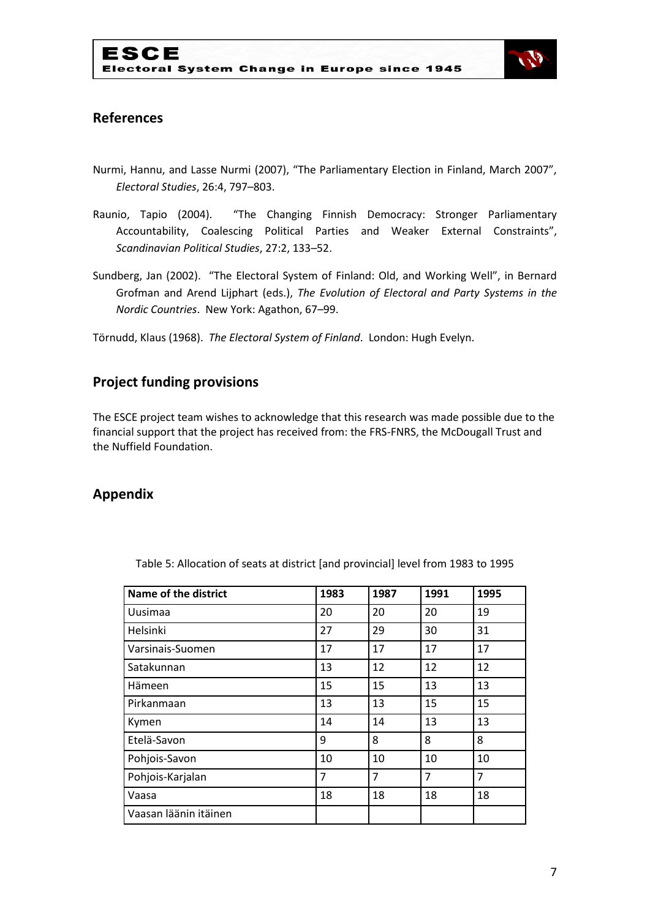## References

Nurmi, Hannu, and Lasse Nurmi (2007), "The Parliamentary Election in Finland, March 2007", *Electoral Studies*, 26:4, 797–803.

Raunio, Tapio (2004). "The Changing Finnish Democracy: Stronger Parliamentary Accountability, Coalescing Political Parties and Weaker External Constraints", *Scandinavian Political Studies*, 27:2, 133–52.

Sundberg, Jan (2002). "The Electoral System of Finland: Old, and Working Well", in Bernard Grofman and Arend Lijphart (eds.), *The Evolution of Electoral and Party Systems in the Nordic Countries*. New York: Agathon, 67–99.

Törnudd, Klaus (1968). *The Electoral System of Finland*. London: Hugh Evelyn.

## Project funding provisions

The ESCE project team wishes to acknowledge that this research was made possible due to the financial support that the project has received from: the FRS-FNRS, the McDougall Trust and the Nuffield Foundation.

## Appendix

Table 5: Allocation of seats at district [and provincial] level from 1983 to 1995

| **Name of the district** | **1983** | **1987** | **1991** | **1995** |
|---|---|---|---|---|
| Uusimaa | 20 | 20 | 20 | 19 |
| Helsinki | 27 | 29 | 30 | 31 |
| Varsinais-Suomen | 17 | 17 | 17 | 17 |
| Satakunnan | 13 | 12 | 12 | 12 |
| Hämeen | 15 | 15 | 13 | 13 |
| Pirkanmaan | 13 | 13 | 15 | 15 |
| Kymen | 14 | 14 | 13 | 13 |
| Etelä-Savon | 9 | 8 | 8 | 8 |
| Pohjois-Savon | 10 | 10 | 10 | 10 |
| Pohjois-Karjalan | 7 | 7 | 7 | 7 |
| Vaasa | 18 | 18 | 18 | 18 |
| Vaasan läänin itäinen | | | | |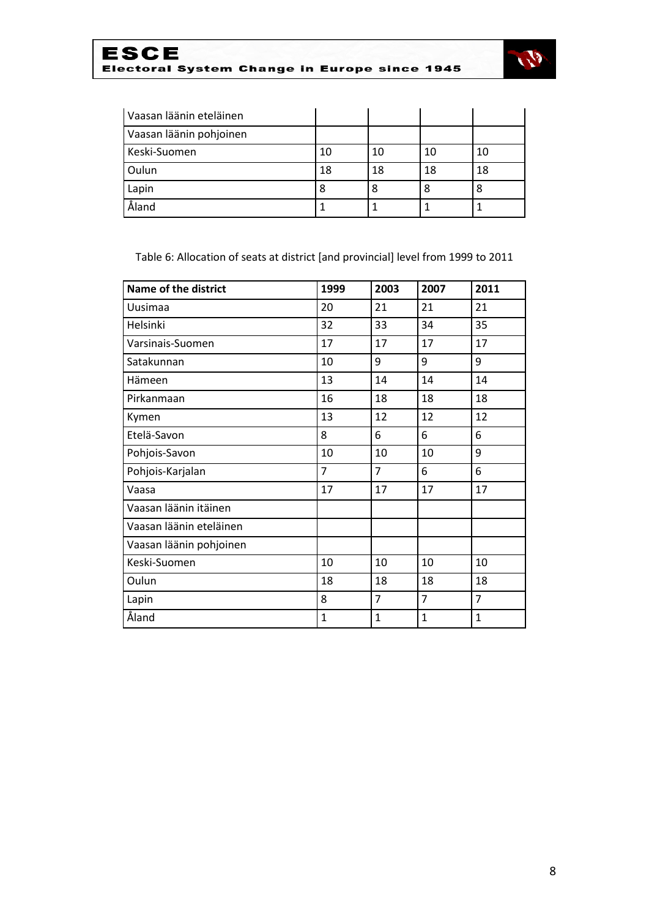| | | | | |
|---|---|---|---|---|
| Vaasan läänin eteläinen | | | | |
| Vaasan läänin pohjoinen | | | | |
| Keski-Suomen | 10 | 10 | 10 | 10 |
| Oulun | 18 | 18 | 18 | 18 |
| Lapin | 8 | 8 | 8 | 8 |
| Åland | 1 | 1 | 1 | 1 |

Table 6: Allocation of seats at district [and provincial] level from 1999 to 2011

| Name of the district | 1999 | 2003 | 2007 | 2011 |
|---|---|---|---|---|
| Uusimaa | 20 | 21 | 21 | 21 |
| Helsinki | 32 | 33 | 34 | 35 |
| Varsinais-Suomen | 17 | 17 | 17 | 17 |
| Satakunnan | 10 | 9 | 9 | 9 |
| Hämeen | 13 | 14 | 14 | 14 |
| Pirkanmaan | 16 | 18 | 18 | 18 |
| Kymen | 13 | 12 | 12 | 12 |
| Etelä-Savon | 8 | 6 | 6 | 6 |
| Pohjois-Savon | 10 | 10 | 10 | 9 |
| Pohjois-Karjalan | 7 | 7 | 6 | 6 |
| Vaasa | 17 | 17 | 17 | 17 |
| Vaasan läänin itäinen | | | | |
| Vaasan läänin eteläinen | | | | |
| Vaasan läänin pohjoinen | | | | |
| Keski-Suomen | 10 | 10 | 10 | 10 |
| Oulun | 18 | 18 | 18 | 18 |
| Lapin | 8 | 7 | 7 | 7 |
| Åland | 1 | 1 | 1 | 1 |